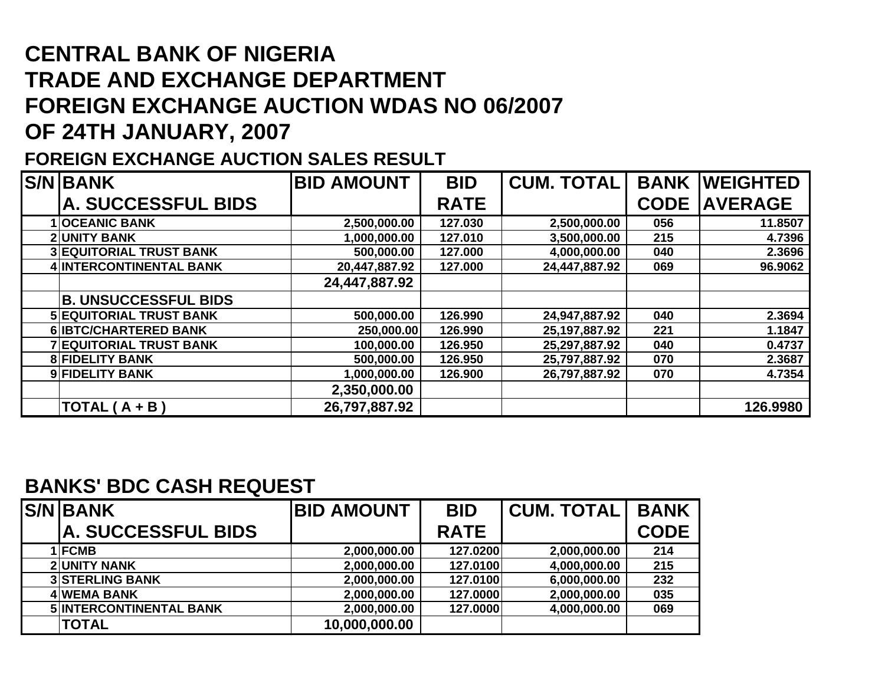# CENTRAL BANK OF NIGERIA
# TRADE AND EXCHANGE DEPARTMENT
# FOREIGN EXCHANGE AUCTION WDAS NO 06/2007
# OF 24TH JANUARY, 2007

## FOREIGN EXCHANGE AUCTION SALES RESULT

| S/N | BANK<br>A. SUCCESSFUL BIDS | BID AMOUNT | BID RATE | CUM. TOTAL | BANK CODE | WEIGHTED AVERAGE |
|---|---|---|---|---|---|---|
| 1 | OCEANIC BANK | 2,500,000.00 | 127.030 | 2,500,000.00 | 056 | 11.8507 |
| 2 | UNITY BANK | 1,000,000.00 | 127.010 | 3,500,000.00 | 215 | 4.7396 |
| 3 | EQUITORIAL TRUST BANK | 500,000.00 | 127.000 | 4,000,000.00 | 040 | 2.3696 |
| 4 | INTERCONTINENTAL BANK | 20,447,887.92 | 127.000 | 24,447,887.92 | 069 | 96.9062 |
| | | 24,447,887.92 | | | | |
| | B. UNSUCCESSFUL BIDS | | | | | |
| 5 | EQUITORIAL TRUST BANK | 500,000.00 | 126.990 | 24,947,887.92 | 040 | 2.3694 |
| 6 | IBTC/CHARTERED BANK | 250,000.00 | 126.990 | 25,197,887.92 | 221 | 1.1847 |
| 7 | EQUITORIAL TRUST BANK | 100,000.00 | 126.950 | 25,297,887.92 | 040 | 0.4737 |
| 8 | FIDELITY BANK | 500,000.00 | 126.950 | 25,797,887.92 | 070 | 2.3687 |
| 9 | FIDELITY BANK | 1,000,000.00 | 126.900 | 26,797,887.92 | 070 | 4.7354 |
| | | 2,350,000.00 | | | | |
| | TOTAL ( A + B ) | 26,797,887.92 | | | | 126.9980 |

## BANKS' BDC CASH REQUEST

| S/N | BANK<br>A. SUCCESSFUL BIDS | BID AMOUNT | BID RATE | CUM. TOTAL | BANK CODE |
|---|---|---|---|---|---|
| 1 | FCMB | 2,000,000.00 | 127.0200 | 2,000,000.00 | 214 |
| 2 | UNITY NANK | 2,000,000.00 | 127.0100 | 4,000,000.00 | 215 |
| 3 | STERLING BANK | 2,000,000.00 | 127.0100 | 6,000,000.00 | 232 |
| 4 | WEMA BANK | 2,000,000.00 | 127.0000 | 2,000,000.00 | 035 |
| 5 | INTERCONTINENTAL BANK | 2,000,000.00 | 127.0000 | 4,000,000.00 | 069 |
| | TOTAL | 10,000,000.00 | | | |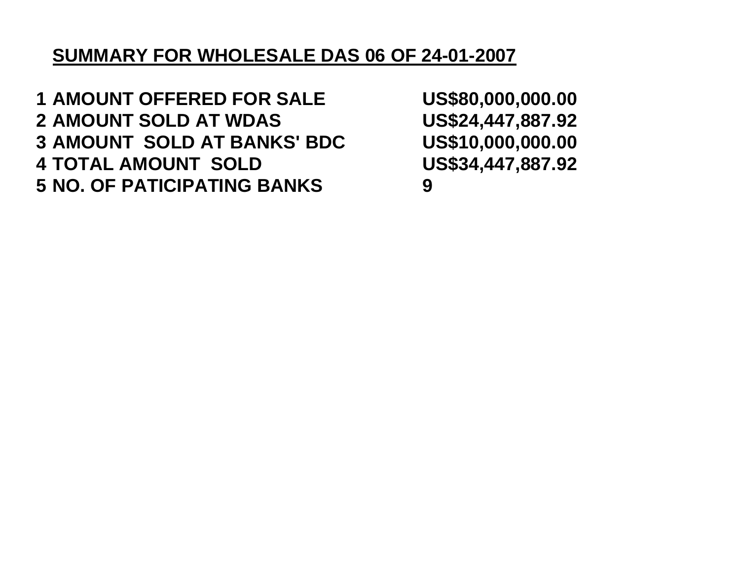## SUMMARY FOR WHOLESALE DAS 06 OF 24-01-2007

| | | |
|---|---|---|
| 1 | AMOUNT OFFERED FOR SALE | US$80,000,000.00 |
| 2 | AMOUNT SOLD AT WDAS | US$24,447,887.92 |
| 3 | AMOUNT SOLD AT BANKS' BDC | US$10,000,000.00 |
| 4 | TOTAL AMOUNT SOLD | US$34,447,887.92 |
| 5 | NO. OF PATICIPATING BANKS | 9 |